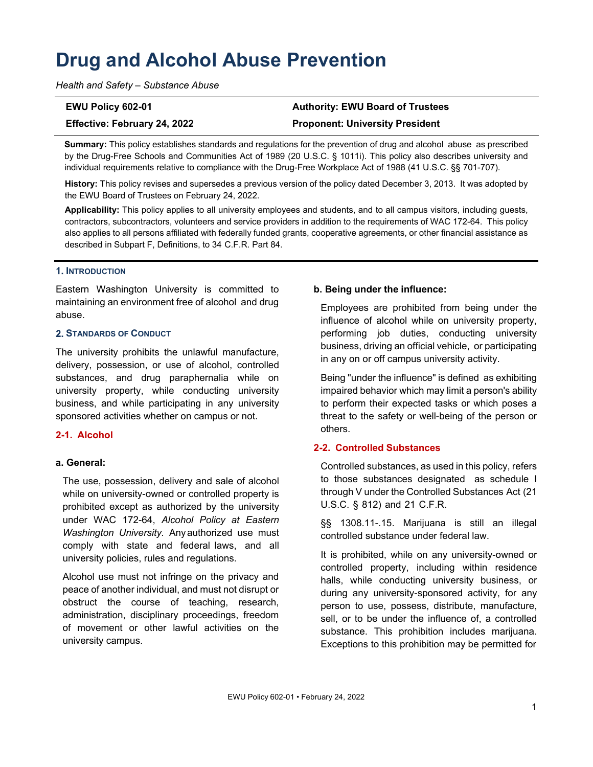# Drug and Alcohol Abuse Prevention

*Health and Safety – Substance Abuse*

| EWU Policy 602-01 | Authority: EWU Board of Trustees |
|---|---|
| **Effective: February 24, 2022** | **Proponent: University President** |

**Summary:** This policy establishes standards and regulations for the prevention of drug and alcohol abuse as prescribed by the Drug-Free Schools and Communities Act of 1989 (20 U.S.C. § 1011i). This policy also describes university and individual requirements relative to compliance with the Drug-Free Workplace Act of 1988 (41 U.S.C. §§ 701-707).

**History:** This policy revises and supersedes a previous version of the policy dated December 3, 2013. It was adopted by the EWU Board of Trustees on February 24, 2022.

**Applicability:** This policy applies to all university employees and students, and to all campus visitors, including guests, contractors, subcontractors, volunteers and service providers in addition to the requirements of WAC 172-64. This policy also applies to all persons affiliated with federally funded grants, cooperative agreements, or other financial assistance as described in Subpart F, Definitions, to 34 C.F.R. Part 84.

## 1. Introduction

Eastern Washington University is committed to maintaining an environment free of alcohol and drug abuse.

## 2. Standards of Conduct

The university prohibits the unlawful manufacture, delivery, possession, or use of alcohol, controlled substances, and drug paraphernalia while on university property, while conducting university business, and while participating in any university sponsored activities whether on campus or not.

### 2-1. Alcohol

**a. General:**

The use, possession, delivery and sale of alcohol while on university-owned or controlled property is prohibited except as authorized by the university under WAC 172-64, *Alcohol Policy at Eastern Washington University*. Any authorized use must comply with state and federal laws, and all university policies, rules and regulations.

Alcohol use must not infringe on the privacy and peace of another individual, and must not disrupt or obstruct the course of teaching, research, administration, disciplinary proceedings, freedom of movement or other lawful activities on the university campus.

**b. Being under the influence:**

Employees are prohibited from being under the influence of alcohol while on university property, performing job duties, conducting university business, driving an official vehicle, or participating in any on or off campus university activity.

Being "under the influence" is defined as exhibiting impaired behavior which may limit a person's ability to perform their expected tasks or which poses a threat to the safety or well-being of the person or others.

### 2-2. Controlled Substances

Controlled substances, as used in this policy, refers to those substances designated as schedule I through V under the Controlled Substances Act (21 U.S.C. § 812) and 21 C.F.R.

§§ 1308.11-.15. Marijuana is still an illegal controlled substance under federal law.

It is prohibited, while on any university-owned or controlled property, including within residence halls, while conducting university business, or during any university-sponsored activity, for any person to use, possess, distribute, manufacture, sell, or to be under the influence of, a controlled substance. This prohibition includes marijuana. Exceptions to this prohibition may be permitted for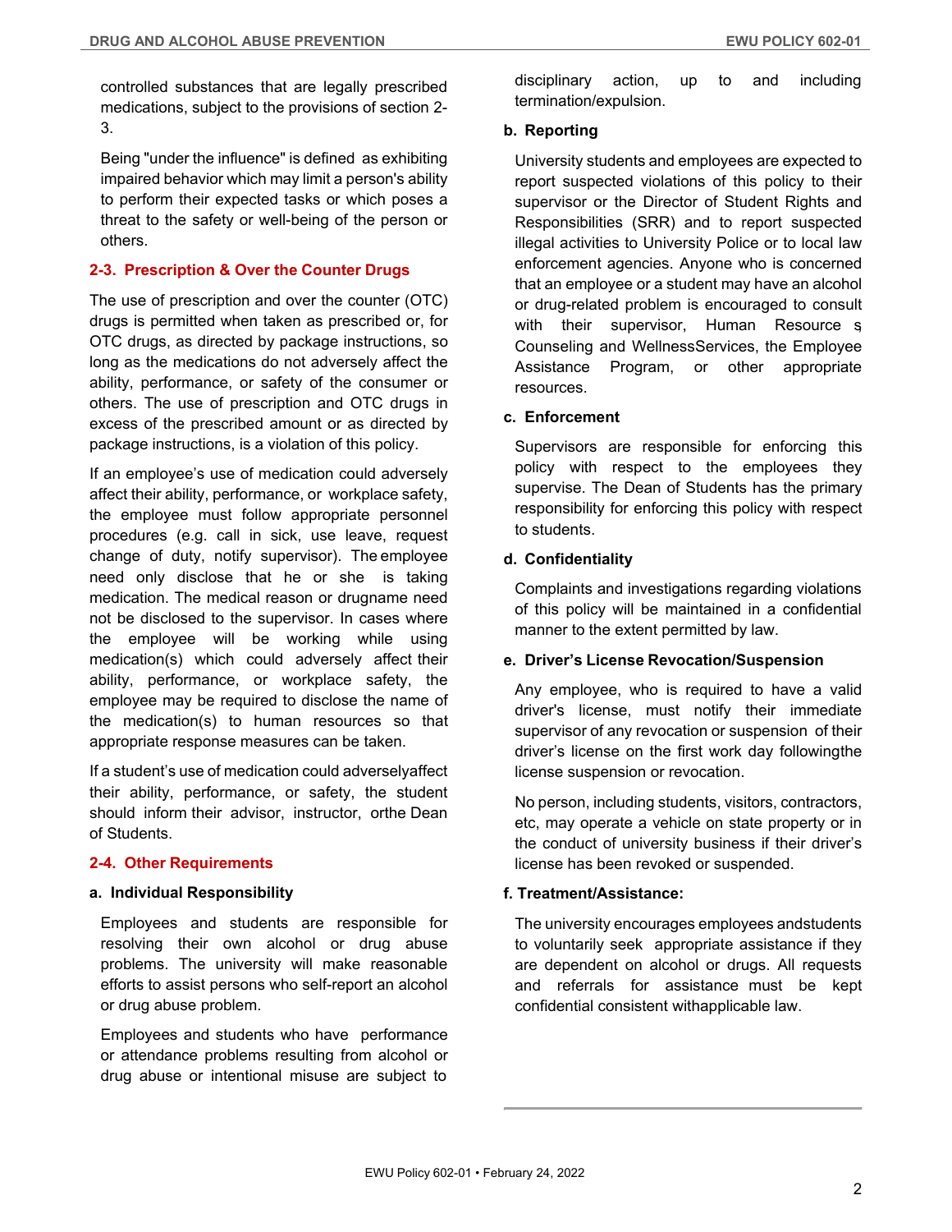controlled substances that are legally prescribed medications, subject to the provisions of section 2-3.

Being "under the influence" is defined as exhibiting impaired behavior which may limit a person's ability to perform their expected tasks or which poses a threat to the safety or well-being of the person or others.

## 2-3. Prescription & Over the Counter Drugs

The use of prescription and over the counter (OTC) drugs is permitted when taken as prescribed or, for OTC drugs, as directed by package instructions, so long as the medications do not adversely affect the ability, performance, or safety of the consumer or others. The use of prescription and OTC drugs in excess of the prescribed amount or as directed by package instructions, is a violation of this policy.

If an employee's use of medication could adversely affect their ability, performance, or workplace safety, the employee must follow appropriate personnel procedures (e.g. call in sick, use leave, request change of duty, notify supervisor). The employee need only disclose that he or she is taking medication. The medical reason or drugname need not be disclosed to the supervisor. In cases where the employee will be working while using medication(s) which could adversely affect their ability, performance, or workplace safety, the employee may be required to disclose the name of the medication(s) to human resources so that appropriate response measures can be taken.

If a student's use of medication could adverselyaffect their ability, performance, or safety, the student should inform their advisor, instructor, orthe Dean of Students.

## 2-4. Other Requirements

### a. Individual Responsibility

Employees and students are responsible for resolving their own alcohol or drug abuse problems. The university will make reasonable efforts to assist persons who self-report an alcohol or drug abuse problem.

Employees and students who have performance or attendance problems resulting from alcohol or drug abuse or intentional misuse are subject to disciplinary action, up to and including termination/expulsion.

### b. Reporting

University students and employees are expected to report suspected violations of this policy to their supervisor or the Director of Student Rights and Responsibilities (SRR) and to report suspected illegal activities to University Police or to local law enforcement agencies. Anyone who is concerned that an employee or a student may have an alcohol or drug-related problem is encouraged to consult with their supervisor, Human Resource s Counseling and WellnessServices, the Employee Assistance Program, or other appropriate resources.

### c. Enforcement

Supervisors are responsible for enforcing this policy with respect to the employees they supervise. The Dean of Students has the primary responsibility for enforcing this policy with respect to students.

### d. Confidentiality

Complaints and investigations regarding violations of this policy will be maintained in a confidential manner to the extent permitted by law.

### e. Driver's License Revocation/Suspension

Any employee, who is required to have a valid driver's license, must notify their immediate supervisor of any revocation or suspension of their driver's license on the first work day followingthe license suspension or revocation.

No person, including students, visitors, contractors, etc, may operate a vehicle on state property or in the conduct of university business if their driver's license has been revoked or suspended.

### f. Treatment/Assistance:

The university encourages employees andstudents to voluntarily seek appropriate assistance if they are dependent on alcohol or drugs. All requests and referrals for assistance must be kept confidential consistent withapplicable law.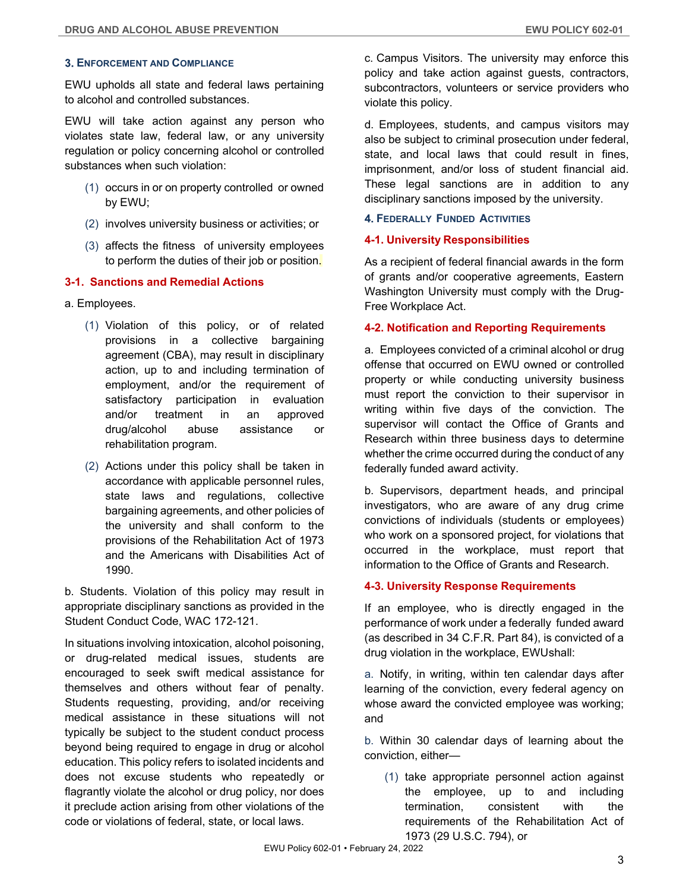### 3. Enforcement and Compliance

EWU upholds all state and federal laws pertaining to alcohol and controlled substances.

EWU will take action against any person who violates state law, federal law, or any university regulation or policy concerning alcohol or controlled substances when such violation:

(1) occurs in or on property controlled or owned by EWU;

(2) involves university business or activities; or

(3) affects the fitness of university employees to perform the duties of their job or position.

#### 3-1. Sanctions and Remedial Actions

a. Employees.

(1) Violation of this policy, or of related provisions in a collective bargaining agreement (CBA), may result in disciplinary action, up to and including termination of employment, and/or the requirement of satisfactory participation in evaluation and/or treatment in an approved drug/alcohol abuse assistance or rehabilitation program.

(2) Actions under this policy shall be taken in accordance with applicable personnel rules, state laws and regulations, collective bargaining agreements, and other policies of the university and shall conform to the provisions of the Rehabilitation Act of 1973 and the Americans with Disabilities Act of 1990.

b. Students. Violation of this policy may result in appropriate disciplinary sanctions as provided in the Student Conduct Code, WAC 172-121.

In situations involving intoxication, alcohol poisoning, or drug-related medical issues, students are encouraged to seek swift medical assistance for themselves and others without fear of penalty. Students requesting, providing, and/or receiving medical assistance in these situations will not typically be subject to the student conduct process beyond being required to engage in drug or alcohol education. This policy refers to isolated incidents and does not excuse students who repeatedly or flagrantly violate the alcohol or drug policy, nor does it preclude action arising from other violations of the code or violations of federal, state, or local laws.

c. Campus Visitors. The university may enforce this policy and take action against guests, contractors, subcontractors, volunteers or service providers who violate this policy.

d. Employees, students, and campus visitors may also be subject to criminal prosecution under federal, state, and local laws that could result in fines, imprisonment, and/or loss of student financial aid. These legal sanctions are in addition to any disciplinary sanctions imposed by the university.

### 4. Federally Funded Activities

#### 4-1. University Responsibilities

As a recipient of federal financial awards in the form of grants and/or cooperative agreements, Eastern Washington University must comply with the Drug-Free Workplace Act.

#### 4-2. Notification and Reporting Requirements

a. Employees convicted of a criminal alcohol or drug offense that occurred on EWU owned or controlled property or while conducting university business must report the conviction to their supervisor in writing within five days of the conviction. The supervisor will contact the Office of Grants and Research within three business days to determine whether the crime occurred during the conduct of any federally funded award activity.

b. Supervisors, department heads, and principal investigators, who are aware of any drug crime convictions of individuals (students or employees) who work on a sponsored project, for violations that occurred in the workplace, must report that information to the Office of Grants and Research.

#### 4-3. University Response Requirements

If an employee, who is directly engaged in the performance of work under a federally funded award (as described in 34 C.F.R. Part 84), is convicted of a drug violation in the workplace, EWUshall:

a. Notify, in writing, within ten calendar days after learning of the conviction, every federal agency on whose award the convicted employee was working; and

b. Within 30 calendar days of learning about the conviction, either—

(1) take appropriate personnel action against the employee, up to and including termination, consistent with the requirements of the Rehabilitation Act of 1973 (29 U.S.C. 794), or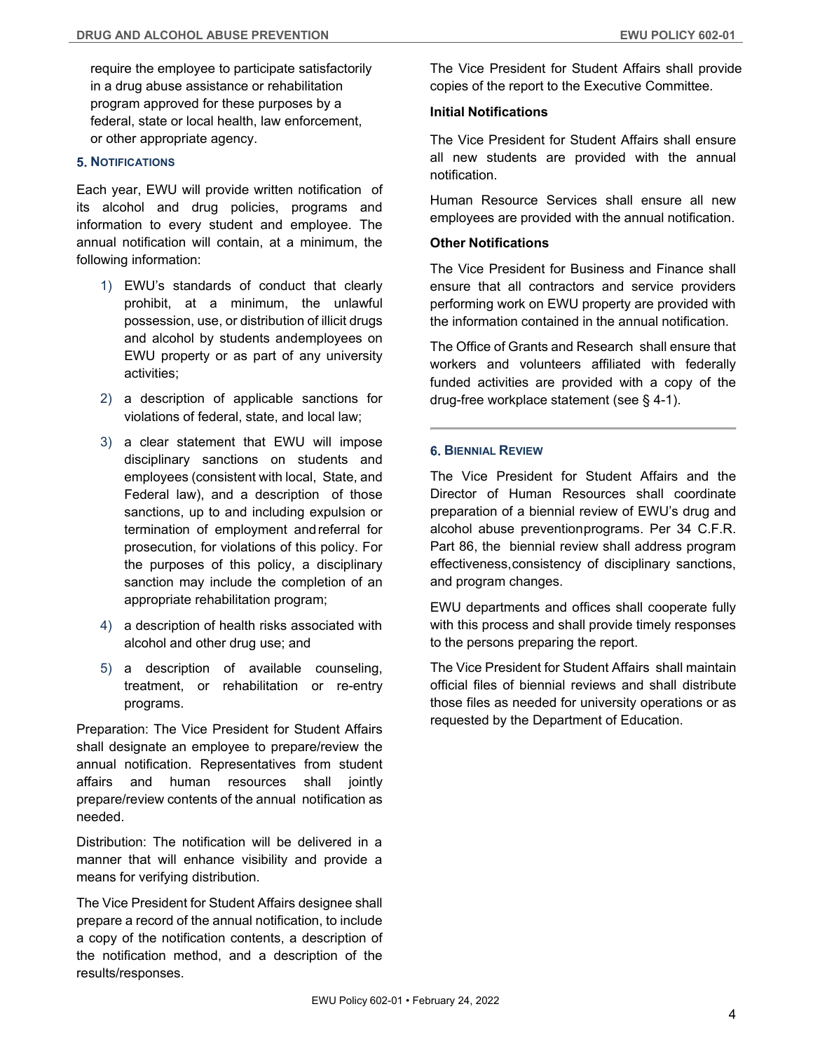require the employee to participate satisfactorily in a drug abuse assistance or rehabilitation program approved for these purposes by a federal, state or local health, law enforcement, or other appropriate agency.

### 5. Notifications

Each year, EWU will provide written notification of its alcohol and drug policies, programs and information to every student and employee. The annual notification will contain, at a minimum, the following information:

1) EWU's standards of conduct that clearly prohibit, at a minimum, the unlawful possession, use, or distribution of illicit drugs and alcohol by students andemployees on EWU property or as part of any university activities;
2) a description of applicable sanctions for violations of federal, state, and local law;
3) a clear statement that EWU will impose disciplinary sanctions on students and employees (consistent with local, State, and Federal law), and a description of those sanctions, up to and including expulsion or termination of employment and referral for prosecution, for violations of this policy. For the purposes of this policy, a disciplinary sanction may include the completion of an appropriate rehabilitation program;
4) a description of health risks associated with alcohol and other drug use; and
5) a description of available counseling, treatment, or rehabilitation or re-entry programs.

Preparation: The Vice President for Student Affairs shall designate an employee to prepare/review the annual notification. Representatives from student affairs and human resources shall jointly prepare/review contents of the annual notification as needed.

Distribution: The notification will be delivered in a manner that will enhance visibility and provide a means for verifying distribution.

The Vice President for Student Affairs designee shall prepare a record of the annual notification, to include a copy of the notification contents, a description of the notification method, and a description of the results/responses.

The Vice President for Student Affairs shall provide copies of the report to the Executive Committee.

**Initial Notifications**

The Vice President for Student Affairs shall ensure all new students are provided with the annual notification.

Human Resource Services shall ensure all new employees are provided with the annual notification.

**Other Notifications**

The Vice President for Business and Finance shall ensure that all contractors and service providers performing work on EWU property are provided with the information contained in the annual notification.

The Office of Grants and Research shall ensure that workers and volunteers affiliated with federally funded activities are provided with a copy of the drug-free workplace statement (see § 4-1).

### 6. Biennial Review

The Vice President for Student Affairs and the Director of Human Resources shall coordinate preparation of a biennial review of EWU's drug and alcohol abuse preventionprograms. Per 34 C.F.R. Part 86, the biennial review shall address program effectiveness,consistency of disciplinary sanctions, and program changes.

EWU departments and offices shall cooperate fully with this process and shall provide timely responses to the persons preparing the report.

The Vice President for Student Affairs shall maintain official files of biennial reviews and shall distribute those files as needed for university operations or as requested by the Department of Education.